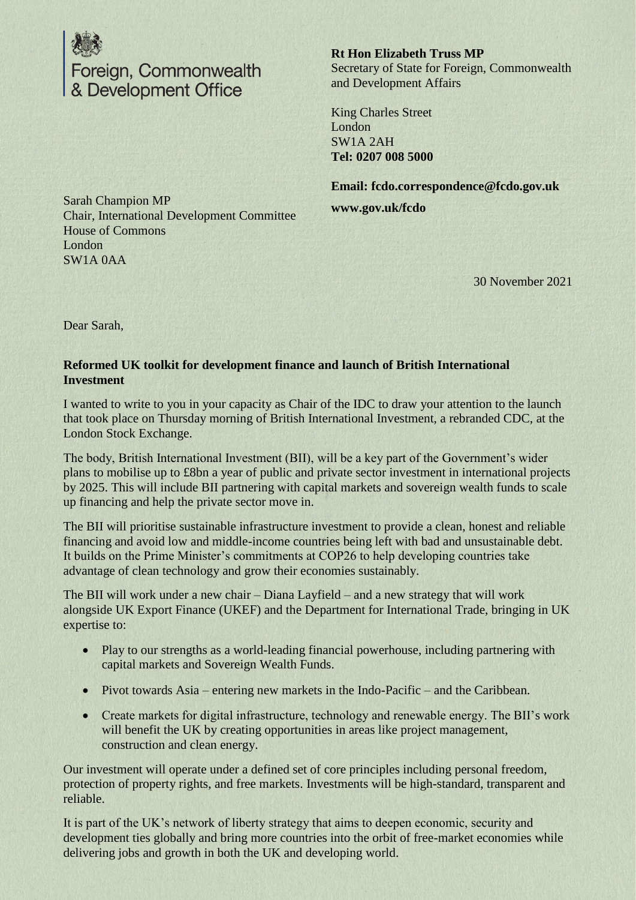Foreign, Commonwealth & Development Office

**Rt Hon Elizabeth Truss MP**
Secretary of State for Foreign, Commonwealth and Development Affairs

King Charles Street
London
SW1A 2AH
**Tel: 0207 008 5000**

**Email: fcdo.correspondence@fcdo.gov.uk**

**www.gov.uk/fcdo**

Sarah Champion MP
Chair, International Development Committee
House of Commons
London
SW1A 0AA

30 November 2021

Dear Sarah,

**Reformed UK toolkit for development finance and launch of British International Investment**

I wanted to write to you in your capacity as Chair of the IDC to draw your attention to the launch that took place on Thursday morning of British International Investment, a rebranded CDC, at the London Stock Exchange.

The body, British International Investment (BII), will be a key part of the Government's wider plans to mobilise up to £8bn a year of public and private sector investment in international projects by 2025. This will include BII partnering with capital markets and sovereign wealth funds to scale up financing and help the private sector move in.

The BII will prioritise sustainable infrastructure investment to provide a clean, honest and reliable financing and avoid low and middle-income countries being left with bad and unsustainable debt. It builds on the Prime Minister's commitments at COP26 to help developing countries take advantage of clean technology and grow their economies sustainably.

The BII will work under a new chair – Diana Layfield – and a new strategy that will work alongside UK Export Finance (UKEF) and the Department for International Trade, bringing in UK expertise to:

- Play to our strengths as a world-leading financial powerhouse, including partnering with capital markets and Sovereign Wealth Funds.
- Pivot towards Asia – entering new markets in the Indo-Pacific – and the Caribbean.
- Create markets for digital infrastructure, technology and renewable energy. The BII's work will benefit the UK by creating opportunities in areas like project management, construction and clean energy.

Our investment will operate under a defined set of core principles including personal freedom, protection of property rights, and free markets. Investments will be high-standard, transparent and reliable.

It is part of the UK's network of liberty strategy that aims to deepen economic, security and development ties globally and bring more countries into the orbit of free-market economies while delivering jobs and growth in both the UK and developing world.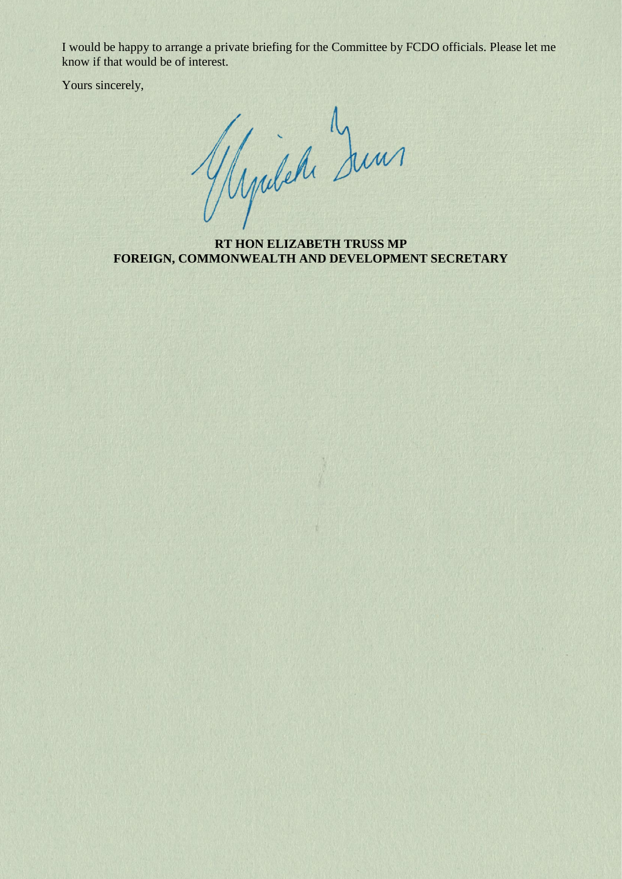I would be happy to arrange a private briefing for the Committee by FCDO officials. Please let me know if that would be of interest.

Yours sincerely,

**RT HON ELIZABETH TRUSS MP**
**FOREIGN, COMMONWEALTH AND DEVELOPMENT SECRETARY**